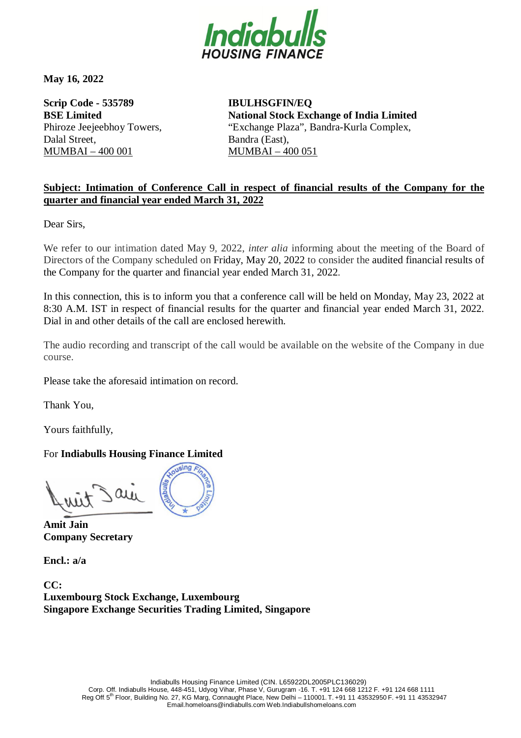**May 16, 2022**

**Scrip Code - 535789**
**BSE Limited**
Phiroze Jeejeebhoy Towers,
Dalal Street,
MUMBAI – 400 001

**IBULHSGFIN/EQ**
**National Stock Exchange of India Limited**
"Exchange Plaza", Bandra-Kurla Complex,
Bandra (East),
MUMBAI – 400 051

**Subject: Intimation of Conference Call in respect of financial results of the Company for the quarter and financial year ended March 31, 2022**

Dear Sirs,

We refer to our intimation dated May 9, 2022, *inter alia* informing about the meeting of the Board of Directors of the Company scheduled on Friday, May 20, 2022 to consider the audited financial results of the Company for the quarter and financial year ended March 31, 2022.

In this connection, this is to inform you that a conference call will be held on Monday, May 23, 2022 at 8:30 A.M. IST in respect of financial results for the quarter and financial year ended March 31, 2022. Dial in and other details of the call are enclosed herewith.

The audio recording and transcript of the call would be available on the website of the Company in due course.

Please take the aforesaid intimation on record.

Thank You,

Yours faithfully,

For **Indiabulls Housing Finance Limited**

**Amit Jain**
**Company Secretary**

**Encl.: a/a**

**CC:**
**Luxembourg Stock Exchange, Luxembourg**
**Singapore Exchange Securities Trading Limited, Singapore**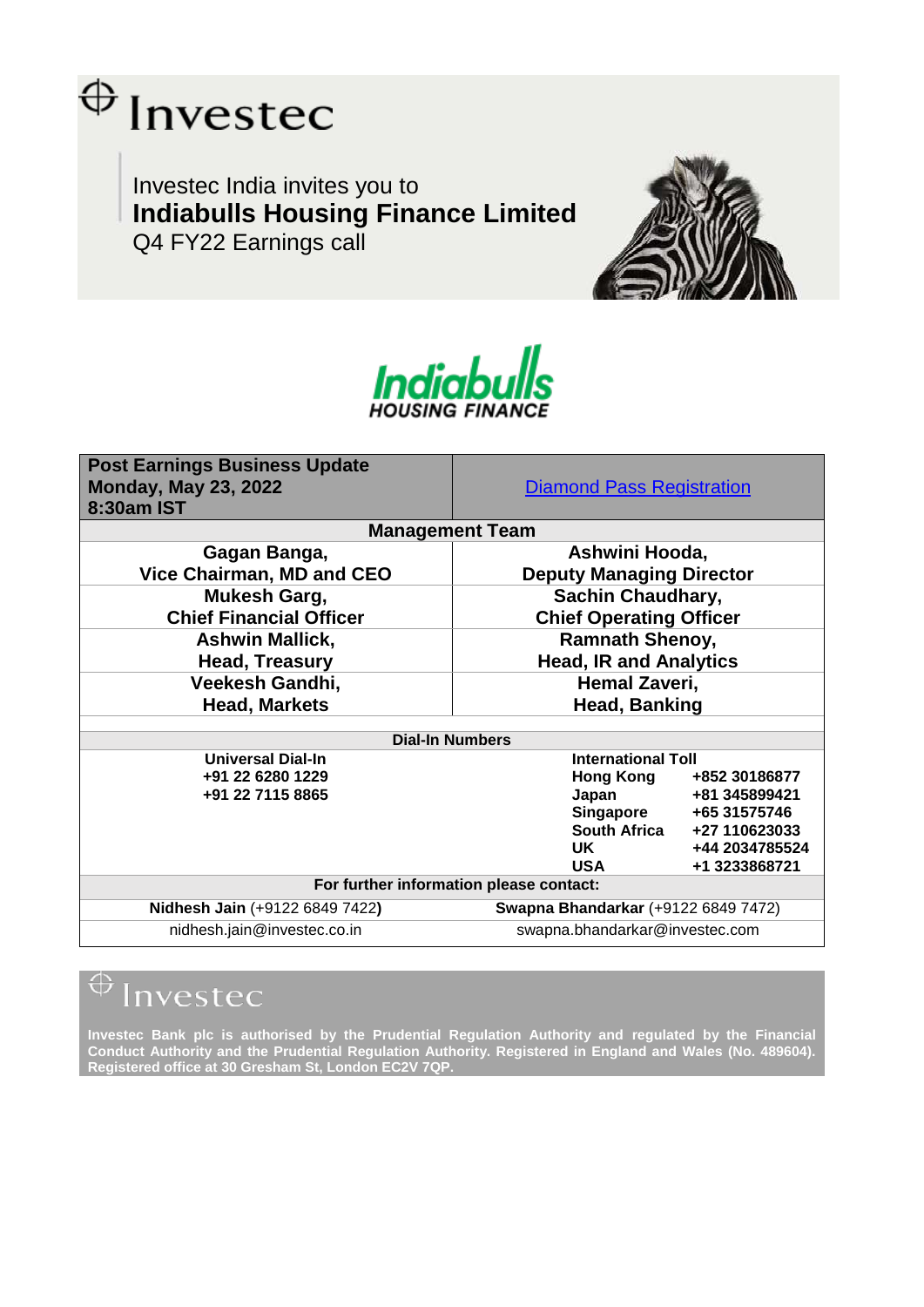Investec

Investec India invites you to
**Indiabulls Housing Finance Limited**
Q4 FY22 Earnings call

Indiabulls HOUSING FINANCE

| | |
|---|---|
| **Post Earnings Business Update**<br>**Monday, May 23, 2022**<br>**8:30am IST** | [Diamond Pass Registration]() |
| **Management Team** | |
| **Gagan Banga,**<br>**Vice Chairman, MD and CEO** | **Ashwini Hooda,**<br>**Deputy Managing Director** |
| **Mukesh Garg,**<br>**Chief Financial Officer** | **Sachin Chaudhary,**<br>**Chief Operating Officer** |
| **Ashwin Mallick,**<br>**Head, Treasury** | **Ramnath Shenoy,**<br>**Head, IR and Analytics** |
| **Veekesh Gandhi,**<br>**Head, Markets** | **Hemal Zaveri,**<br>**Head, Banking** |

**Dial-In Numbers**

| | | |
|---|---|---|
| **Universal Dial-In** | **International Toll** | |
| **+91 22 6280 1229** | **Hong Kong** | **+852 30186877** |
| **+91 22 7115 8865** | **Japan** | **+81 345899421** |
| | **Singapore** | **+65 31575746** |
| | **South Africa** | **+27 110623033** |
| | **UK** | **+44 2034785524** |
| | **USA** | **+1 3233868721** |

**For further information please contact:**

| | |
|---|---|
| **Nidhesh Jain** (+9122 6849 7422) | **Swapna Bhandarkar** (+9122 6849 7472) |
| nidhesh.jain@investec.co.in | swapna.bhandarkar@investec.com |

Investec

**Investec Bank plc is authorised by the Prudential Regulation Authority and regulated by the Financial Conduct Authority and the Prudential Regulation Authority. Registered in England and Wales (No. 489604). Registered office at 30 Gresham St, London EC2V 7QP.**